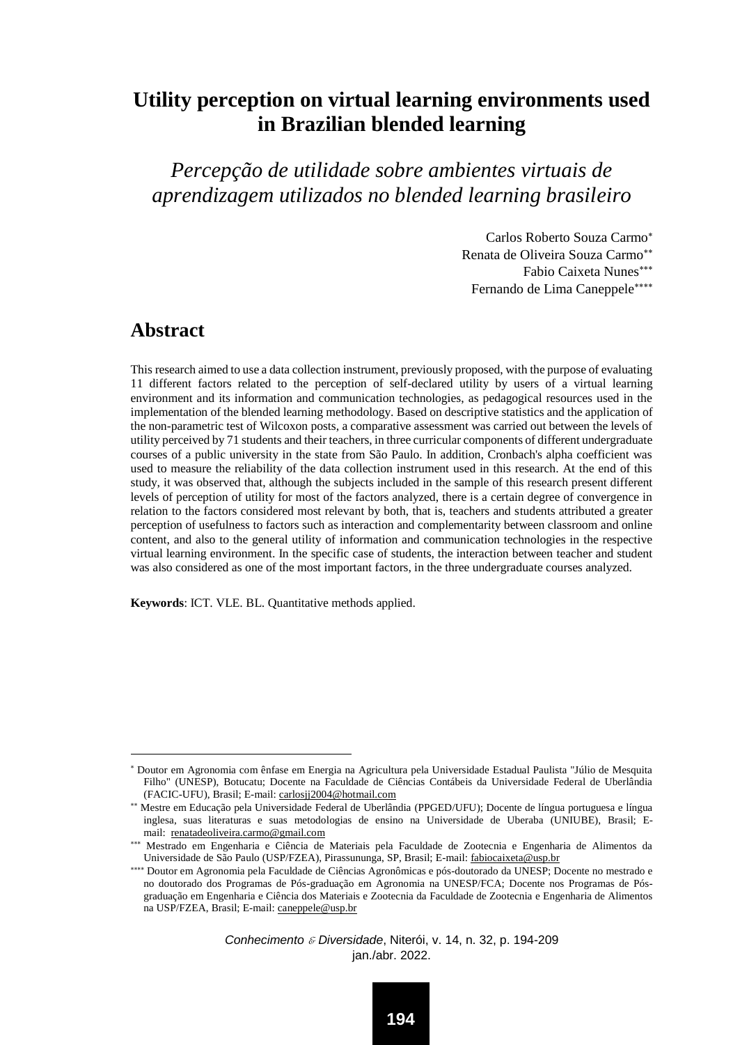# Utility perception on virtual learning environments used in Brazilian blended learning

## *Percepção de utilidade sobre ambientes virtuais de aprendizagem utilizados no blended learning brasileiro*

Carlos Roberto Souza Carmo[*]
Renata de Oliveira Souza Carmo[**]
Fabio Caixeta Nunes[***]
Fernando de Lima Caneppele[****]

## Abstract

This research aimed to use a data collection instrument, previously proposed, with the purpose of evaluating 11 different factors related to the perception of self-declared utility by users of a virtual learning environment and its information and communication technologies, as pedagogical resources used in the implementation of the blended learning methodology. Based on descriptive statistics and the application of the non-parametric test of Wilcoxon posts, a comparative assessment was carried out between the levels of utility perceived by 71 students and their teachers, in three curricular components of different undergraduate courses of a public university in the state from São Paulo. In addition, Cronbach's alpha coefficient was used to measure the reliability of the data collection instrument used in this research. At the end of this study, it was observed that, although the subjects included in the sample of this research present different levels of perception of utility for most of the factors analyzed, there is a certain degree of convergence in relation to the factors considered most relevant by both, that is, teachers and students attributed a greater perception of usefulness to factors such as interaction and complementarity between classroom and online content, and also to the general utility of information and communication technologies in the respective virtual learning environment. In the specific case of students, the interaction between teacher and student was also considered as one of the most important factors, in the three undergraduate courses analyzed.

**Keywords**: ICT. VLE. BL. Quantitative methods applied.

---

[*] Doutor em Agronomia com ênfase em Energia na Agricultura pela Universidade Estadual Paulista "Júlio de Mesquita Filho" (UNESP), Botucatu; Docente na Faculdade de Ciências Contábeis da Universidade Federal de Uberlândia (FACIC-UFU), Brasil; E-mail: carlosjj2004@hotmail.com

[**] Mestre em Educação pela Universidade Federal de Uberlândia (PPGED/UFU); Docente de língua portuguesa e língua inglesa, suas literaturas e suas metodologias de ensino na Universidade de Uberaba (UNIUBE), Brasil; E-mail: renatadeoliveira.carmo@gmail.com

[***] Mestrado em Engenharia e Ciência de Materiais pela Faculdade de Zootecnia e Engenharia de Alimentos da Universidade de São Paulo (USP/FZEA), Pirassununga, SP, Brasil; E-mail: fabiocaixeta@usp.br

[****] Doutor em Agronomia pela Faculdade de Ciências Agronômicas e pós-doutorado da UNESP; Docente no mestrado e no doutorado dos Programas de Pós-graduação em Agronomia na UNESP/FCA; Docente nos Programas de Pós-graduação em Engenharia e Ciência dos Materiais e Zootecnia da Faculdade de Zootecnia e Engenharia de Alimentos na USP/FZEA, Brasil; E-mail: caneppele@usp.br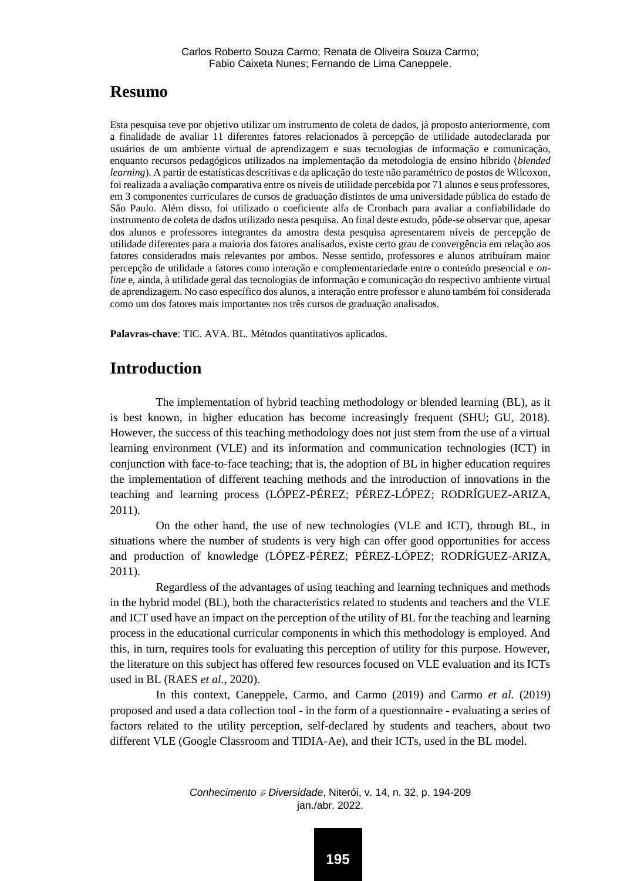# Resumo

Esta pesquisa teve por objetivo utilizar um instrumento de coleta de dados, já proposto anteriormente, com a finalidade de avaliar 11 diferentes fatores relacionados à percepção de utilidade autodeclarada por usuários de um ambiente virtual de aprendizagem e suas tecnologias de informação e comunicação, enquanto recursos pedagógicos utilizados na implementação da metodologia de ensino híbrido (*blended learning*). A partir de estatísticas descritivas e da aplicação do teste não paramétrico de postos de Wilcoxon, foi realizada a avaliação comparativa entre os níveis de utilidade percebida por 71 alunos e seus professores, em 3 componentes curriculares de cursos de graduação distintos de uma universidade pública do estado de São Paulo. Além disso, foi utilizado o coeficiente alfa de Cronbach para avaliar a confiabilidade do instrumento de coleta de dados utilizado nesta pesquisa. Ao final deste estudo, pôde-se observar que, apesar dos alunos e professores integrantes da amostra desta pesquisa apresentarem níveis de percepção de utilidade diferentes para a maioria dos fatores analisados, existe certo grau de convergência em relação aos fatores considerados mais relevantes por ambos. Nesse sentido, professores e alunos atribuíram maior percepção de utilidade a fatores como interação e complementariedade entre o conteúdo presencial e *on-line* e, ainda, à utilidade geral das tecnologias de informação e comunicação do respectivo ambiente virtual de aprendizagem. No caso específico dos alunos, a interação entre professor e aluno também foi considerada como um dos fatores mais importantes nos três cursos de graduação analisados.

**Palavras-chave**: TIC. AVA. BL. Métodos quantitativos aplicados.

# Introduction

The implementation of hybrid teaching methodology or blended learning (BL), as it is best known, in higher education has become increasingly frequent (SHU; GU, 2018). However, the success of this teaching methodology does not just stem from the use of a virtual learning environment (VLE) and its information and communication technologies (ICT) in conjunction with face-to-face teaching; that is, the adoption of BL in higher education requires the implementation of different teaching methods and the introduction of innovations in the teaching and learning process (LÓPEZ-PÉREZ; PÉREZ-LÓPEZ; RODRÍGUEZ-ARIZA, 2011).

On the other hand, the use of new technologies (VLE and ICT), through BL, in situations where the number of students is very high can offer good opportunities for access and production of knowledge (LÓPEZ-PÉREZ; PÉREZ-LÓPEZ; RODRÍGUEZ-ARIZA, 2011).

Regardless of the advantages of using teaching and learning techniques and methods in the hybrid model (BL), both the characteristics related to students and teachers and the VLE and ICT used have an impact on the perception of the utility of BL for the teaching and learning process in the educational curricular components in which this methodology is employed. And this, in turn, requires tools for evaluating this perception of utility for this purpose. However, the literature on this subject has offered few resources focused on VLE evaluation and its ICTs used in BL (RAES *et al.*, 2020).

In this context, Caneppele, Carmo, and Carmo (2019) and Carmo *et al.* (2019) proposed and used a data collection tool - in the form of a questionnaire - evaluating a series of factors related to the utility perception, self-declared by students and teachers, about two different VLE (Google Classroom and TIDIA-Ae), and their ICTs, used in the BL model.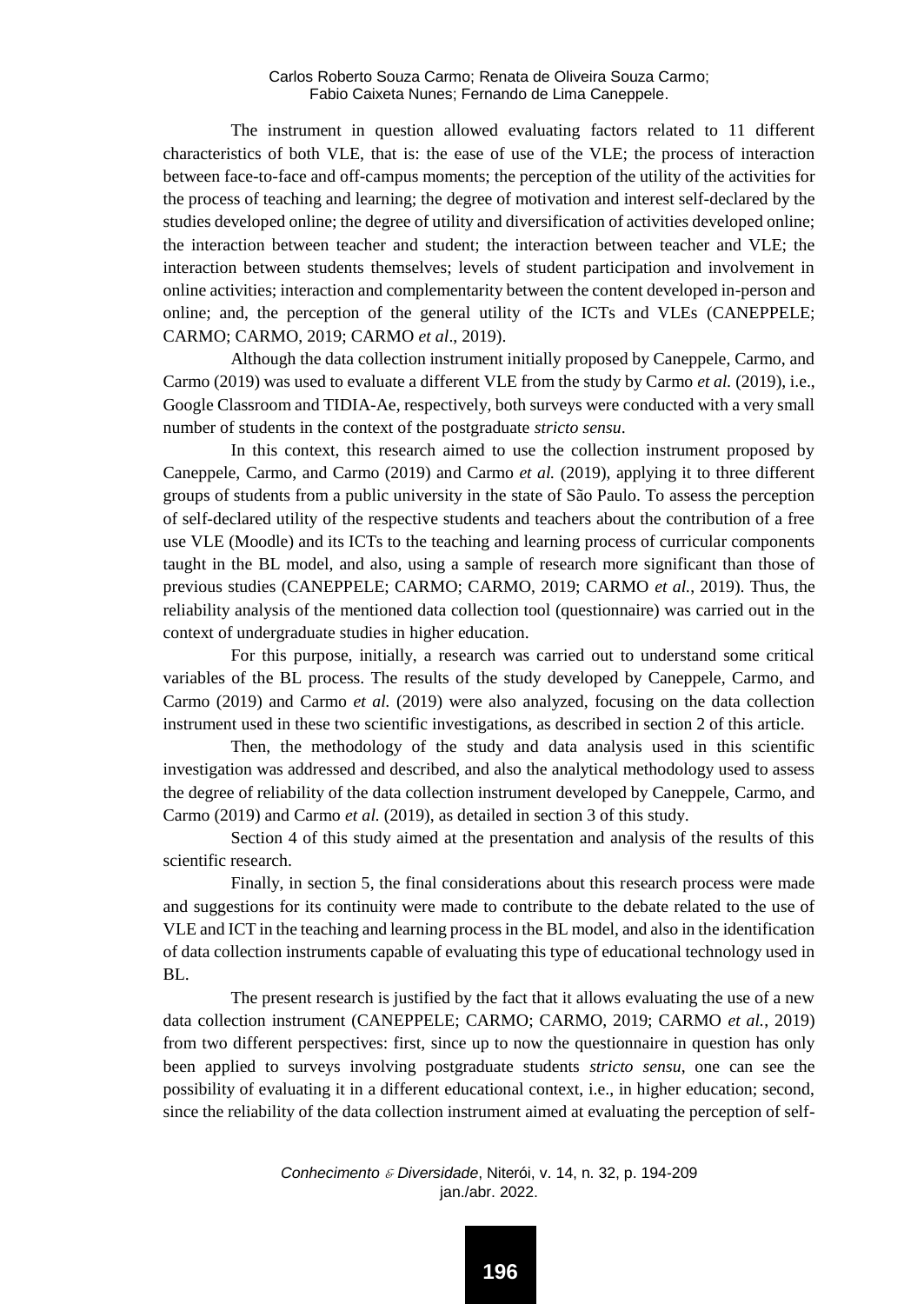The instrument in question allowed evaluating factors related to 11 different characteristics of both VLE, that is: the ease of use of the VLE; the process of interaction between face-to-face and off-campus moments; the perception of the utility of the activities for the process of teaching and learning; the degree of motivation and interest self-declared by the studies developed online; the degree of utility and diversification of activities developed online; the interaction between teacher and student; the interaction between teacher and VLE; the interaction between students themselves; levels of student participation and involvement in online activities; interaction and complementarity between the content developed in-person and online; and, the perception of the general utility of the ICTs and VLEs (CANEPPELE; CARMO; CARMO, 2019; CARMO *et al*., 2019).

Although the data collection instrument initially proposed by Caneppele, Carmo, and Carmo (2019) was used to evaluate a different VLE from the study by Carmo *et al.* (2019), i.e., Google Classroom and TIDIA-Ae, respectively, both surveys were conducted with a very small number of students in the context of the postgraduate *stricto sensu*.

In this context, this research aimed to use the collection instrument proposed by Caneppele, Carmo, and Carmo (2019) and Carmo *et al.* (2019), applying it to three different groups of students from a public university in the state of São Paulo. To assess the perception of self-declared utility of the respective students and teachers about the contribution of a free use VLE (Moodle) and its ICTs to the teaching and learning process of curricular components taught in the BL model, and also, using a sample of research more significant than those of previous studies (CANEPPELE; CARMO; CARMO, 2019; CARMO *et al.*, 2019). Thus, the reliability analysis of the mentioned data collection tool (questionnaire) was carried out in the context of undergraduate studies in higher education.

For this purpose, initially, a research was carried out to understand some critical variables of the BL process. The results of the study developed by Caneppele, Carmo, and Carmo (2019) and Carmo *et al.* (2019) were also analyzed, focusing on the data collection instrument used in these two scientific investigations, as described in section 2 of this article.

Then, the methodology of the study and data analysis used in this scientific investigation was addressed and described, and also the analytical methodology used to assess the degree of reliability of the data collection instrument developed by Caneppele, Carmo, and Carmo (2019) and Carmo *et al.* (2019), as detailed in section 3 of this study.

Section 4 of this study aimed at the presentation and analysis of the results of this scientific research.

Finally, in section 5, the final considerations about this research process were made and suggestions for its continuity were made to contribute to the debate related to the use of VLE and ICT in the teaching and learning process in the BL model, and also in the identification of data collection instruments capable of evaluating this type of educational technology used in BL.

The present research is justified by the fact that it allows evaluating the use of a new data collection instrument (CANEPPELE; CARMO; CARMO, 2019; CARMO *et al.*, 2019) from two different perspectives: first, since up to now the questionnaire in question has only been applied to surveys involving postgraduate students *stricto sensu*, one can see the possibility of evaluating it in a different educational context, i.e., in higher education; second, since the reliability of the data collection instrument aimed at evaluating the perception of self-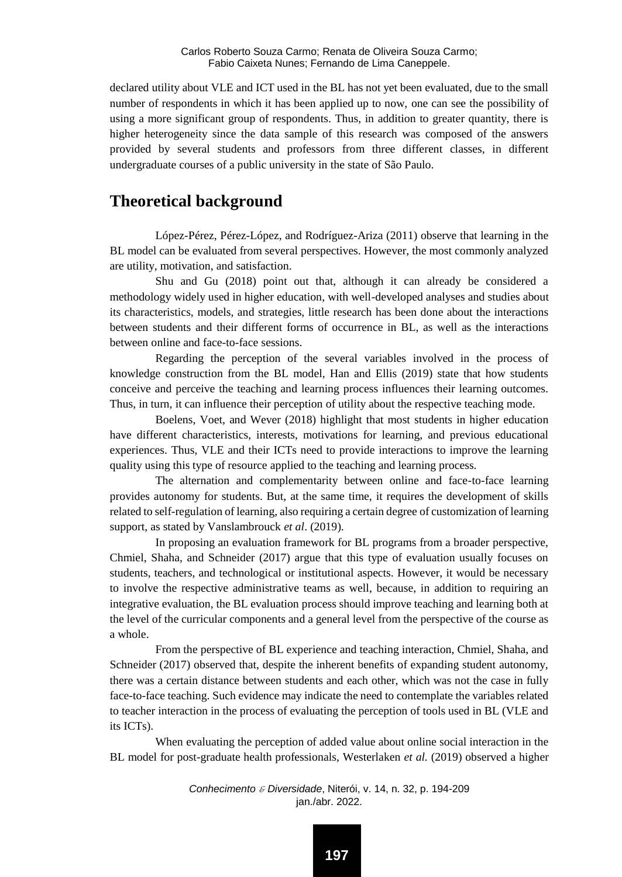declared utility about VLE and ICT used in the BL has not yet been evaluated, due to the small number of respondents in which it has been applied up to now, one can see the possibility of using a more significant group of respondents. Thus, in addition to greater quantity, there is higher heterogeneity since the data sample of this research was composed of the answers provided by several students and professors from three different classes, in different undergraduate courses of a public university in the state of São Paulo.

## Theoretical background

López-Pérez, Pérez-López, and Rodríguez-Ariza (2011) observe that learning in the BL model can be evaluated from several perspectives. However, the most commonly analyzed are utility, motivation, and satisfaction.

Shu and Gu (2018) point out that, although it can already be considered a methodology widely used in higher education, with well-developed analyses and studies about its characteristics, models, and strategies, little research has been done about the interactions between students and their different forms of occurrence in BL, as well as the interactions between online and face-to-face sessions.

Regarding the perception of the several variables involved in the process of knowledge construction from the BL model, Han and Ellis (2019) state that how students conceive and perceive the teaching and learning process influences their learning outcomes. Thus, in turn, it can influence their perception of utility about the respective teaching mode.

Boelens, Voet, and Wever (2018) highlight that most students in higher education have different characteristics, interests, motivations for learning, and previous educational experiences. Thus, VLE and their ICTs need to provide interactions to improve the learning quality using this type of resource applied to the teaching and learning process.

The alternation and complementarity between online and face-to-face learning provides autonomy for students. But, at the same time, it requires the development of skills related to self-regulation of learning, also requiring a certain degree of customization of learning support, as stated by Vanslambrouck *et al*. (2019).

In proposing an evaluation framework for BL programs from a broader perspective, Chmiel, Shaha, and Schneider (2017) argue that this type of evaluation usually focuses on students, teachers, and technological or institutional aspects. However, it would be necessary to involve the respective administrative teams as well, because, in addition to requiring an integrative evaluation, the BL evaluation process should improve teaching and learning both at the level of the curricular components and a general level from the perspective of the course as a whole.

From the perspective of BL experience and teaching interaction, Chmiel, Shaha, and Schneider (2017) observed that, despite the inherent benefits of expanding student autonomy, there was a certain distance between students and each other, which was not the case in fully face-to-face teaching. Such evidence may indicate the need to contemplate the variables related to teacher interaction in the process of evaluating the perception of tools used in BL (VLE and its ICTs).

When evaluating the perception of added value about online social interaction in the BL model for post-graduate health professionals, Westerlaken *et al.* (2019) observed a higher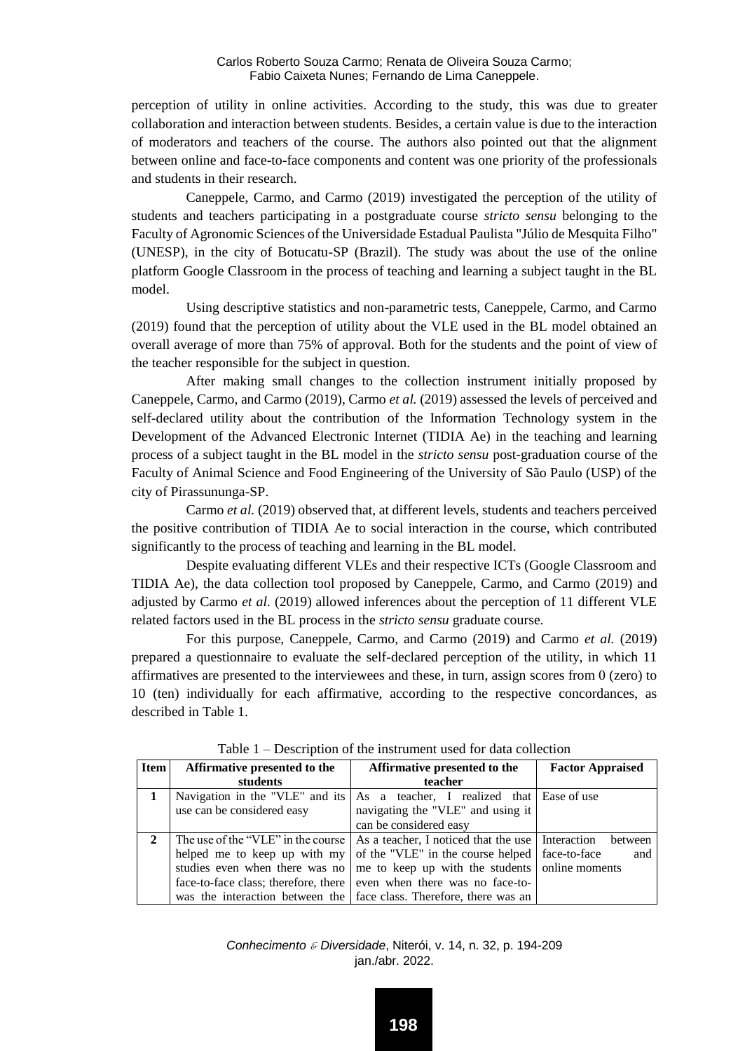perception of utility in online activities. According to the study, this was due to greater collaboration and interaction between students. Besides, a certain value is due to the interaction of moderators and teachers of the course. The authors also pointed out that the alignment between online and face-to-face components and content was one priority of the professionals and students in their research.

Caneppele, Carmo, and Carmo (2019) investigated the perception of the utility of students and teachers participating in a postgraduate course *stricto sensu* belonging to the Faculty of Agronomic Sciences of the Universidade Estadual Paulista "Júlio de Mesquita Filho" (UNESP), in the city of Botucatu-SP (Brazil). The study was about the use of the online platform Google Classroom in the process of teaching and learning a subject taught in the BL model.

Using descriptive statistics and non-parametric tests, Caneppele, Carmo, and Carmo (2019) found that the perception of utility about the VLE used in the BL model obtained an overall average of more than 75% of approval. Both for the students and the point of view of the teacher responsible for the subject in question.

After making small changes to the collection instrument initially proposed by Caneppele, Carmo, and Carmo (2019), Carmo *et al.* (2019) assessed the levels of perceived and self-declared utility about the contribution of the Information Technology system in the Development of the Advanced Electronic Internet (TIDIA Ae) in the teaching and learning process of a subject taught in the BL model in the *stricto sensu* post-graduation course of the Faculty of Animal Science and Food Engineering of the University of São Paulo (USP) of the city of Pirassununga-SP.

Carmo *et al.* (2019) observed that, at different levels, students and teachers perceived the positive contribution of TIDIA Ae to social interaction in the course, which contributed significantly to the process of teaching and learning in the BL model.

Despite evaluating different VLEs and their respective ICTs (Google Classroom and TIDIA Ae), the data collection tool proposed by Caneppele, Carmo, and Carmo (2019) and adjusted by Carmo *et al.* (2019) allowed inferences about the perception of 11 different VLE related factors used in the BL process in the *stricto sensu* graduate course.

For this purpose, Caneppele, Carmo, and Carmo (2019) and Carmo *et al.* (2019) prepared a questionnaire to evaluate the self-declared perception of the utility, in which 11 affirmatives are presented to the interviewees and these, in turn, assign scores from 0 (zero) to 10 (ten) individually for each affirmative, according to the respective concordances, as described in Table 1.

Table 1 – Description of the instrument used for data collection

| Item | Affirmative presented to the students | Affirmative presented to the teacher | Factor Appraised |
|---|---|---|---|
| 1 | Navigation in the "VLE" and its use can be considered easy | As a teacher, I realized that navigating the "VLE" and using it can be considered easy | Ease of use |
| 2 | The use of the "VLE" in the course helped me to keep up with my studies even when there was no face-to-face class; therefore, there was the interaction between the | As a teacher, I noticed that the use of the "VLE" in the course helped me to keep up with the students even when there was no face-to-face class. Therefore, there was an | Interaction between face-to-face and online moments |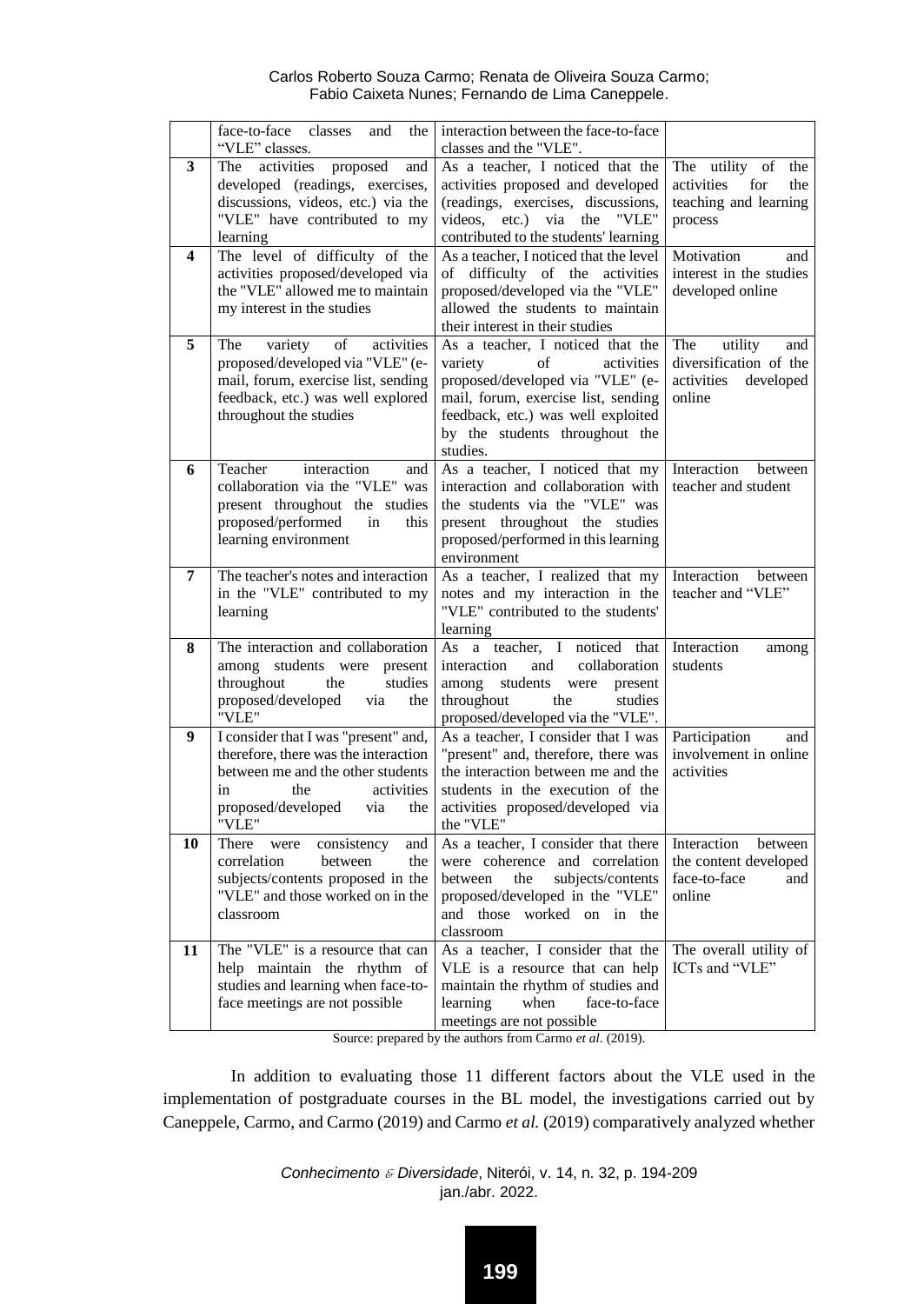|  | face-to-face classes and the "VLE" classes. | interaction between the face-to-face classes and the "VLE". |  |
|---|---|---|---|
| **3** | The activities proposed and developed (readings, exercises, discussions, videos, etc.) via the "VLE" have contributed to my learning | As a teacher, I noticed that the activities proposed and developed (readings, exercises, discussions, videos, etc.) via the "VLE" contributed to the students' learning | The utility of the activities for the teaching and learning process |
| **4** | The level of difficulty of the activities proposed/developed via the "VLE" allowed me to maintain my interest in the studies | As a teacher, I noticed that the level of difficulty of the activities proposed/developed via the "VLE" allowed the students to maintain their interest in their studies | Motivation and interest in the studies developed online |
| **5** | The variety of activities proposed/developed via "VLE" (e-mail, forum, exercise list, sending feedback, etc.) was well explored throughout the studies | As a teacher, I noticed that the variety of activities proposed/developed via "VLE" (e-mail, forum, exercise list, sending feedback, etc.) was well exploited by the students throughout the studies. | The utility and diversification of the activities developed online |
| **6** | Teacher interaction and collaboration via the "VLE" was present throughout the studies proposed/performed in this learning environment | As a teacher, I noticed that my interaction and collaboration with the students via the "VLE" was present throughout the studies proposed/performed in this learning environment | Interaction between teacher and student |
| **7** | The teacher's notes and interaction in the "VLE" contributed to my learning | As a teacher, I realized that my notes and my interaction in the "VLE" contributed to the students' learning | Interaction between teacher and "VLE" |
| **8** | The interaction and collaboration among students were present throughout the studies proposed/developed via the "VLE" | As a teacher, I noticed that interaction and collaboration among students were present throughout the studies proposed/developed via the "VLE". | Interaction among students |
| **9** | I consider that I was "present" and, therefore, there was the interaction between me and the other students in the activities proposed/developed via the "VLE" | As a teacher, I consider that I was "present" and, therefore, there was the interaction between me and the students in the execution of the activities proposed/developed via the "VLE" | Participation and involvement in online activities |
| **10** | There were consistency and correlation between the subjects/contents proposed in the "VLE" and those worked on in the classroom | As a teacher, I consider that there were coherence and correlation between the subjects/contents proposed/developed in the "VLE" and those worked on in the classroom | Interaction between the content developed face-to-face and online |
| **11** | The "VLE" is a resource that can help maintain the rhythm of studies and learning when face-to-face meetings are not possible | As a teacher, I consider that the VLE is a resource that can help maintain the rhythm of studies and learning when face-to-face meetings are not possible | The overall utility of ICTs and "VLE" |

Source: prepared by the authors from Carmo *et al*. (2019).

In addition to evaluating those 11 different factors about the VLE used in the implementation of postgraduate courses in the BL model, the investigations carried out by Caneppele, Carmo, and Carmo (2019) and Carmo *et al.* (2019) comparatively analyzed whether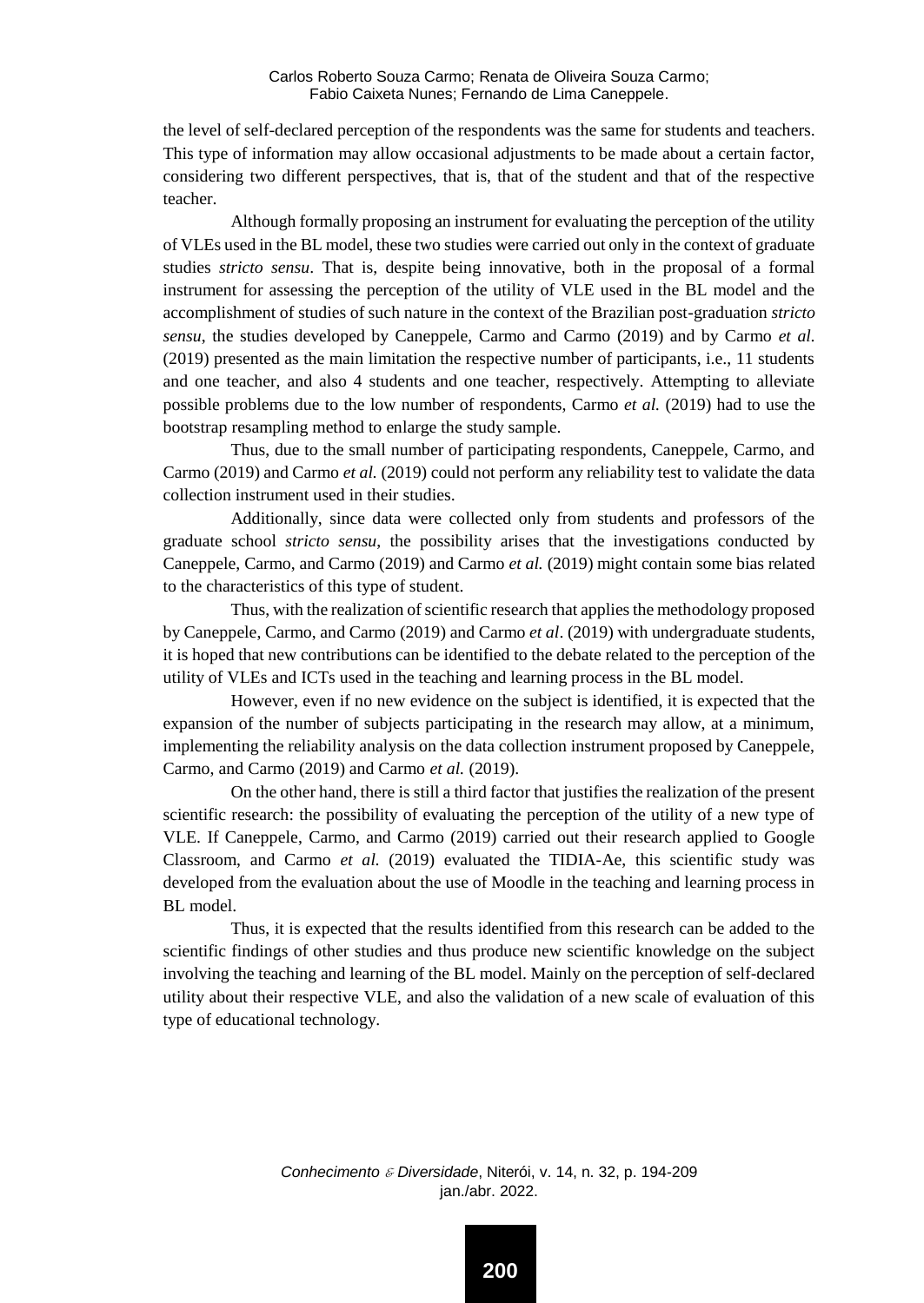the level of self-declared perception of the respondents was the same for students and teachers. This type of information may allow occasional adjustments to be made about a certain factor, considering two different perspectives, that is, that of the student and that of the respective teacher.

Although formally proposing an instrument for evaluating the perception of the utility of VLEs used in the BL model, these two studies were carried out only in the context of graduate studies *stricto sensu*. That is, despite being innovative, both in the proposal of a formal instrument for assessing the perception of the utility of VLE used in the BL model and the accomplishment of studies of such nature in the context of the Brazilian post-graduation *stricto sensu*, the studies developed by Caneppele, Carmo and Carmo (2019) and by Carmo *et al.* (2019) presented as the main limitation the respective number of participants, i.e., 11 students and one teacher, and also 4 students and one teacher, respectively. Attempting to alleviate possible problems due to the low number of respondents, Carmo *et al.* (2019) had to use the bootstrap resampling method to enlarge the study sample.

Thus, due to the small number of participating respondents, Caneppele, Carmo, and Carmo (2019) and Carmo *et al.* (2019) could not perform any reliability test to validate the data collection instrument used in their studies.

Additionally, since data were collected only from students and professors of the graduate school *stricto sensu*, the possibility arises that the investigations conducted by Caneppele, Carmo, and Carmo (2019) and Carmo *et al.* (2019) might contain some bias related to the characteristics of this type of student.

Thus, with the realization of scientific research that applies the methodology proposed by Caneppele, Carmo, and Carmo (2019) and Carmo *et al*. (2019) with undergraduate students, it is hoped that new contributions can be identified to the debate related to the perception of the utility of VLEs and ICTs used in the teaching and learning process in the BL model.

However, even if no new evidence on the subject is identified, it is expected that the expansion of the number of subjects participating in the research may allow, at a minimum, implementing the reliability analysis on the data collection instrument proposed by Caneppele, Carmo, and Carmo (2019) and Carmo *et al.* (2019).

On the other hand, there is still a third factor that justifies the realization of the present scientific research: the possibility of evaluating the perception of the utility of a new type of VLE. If Caneppele, Carmo, and Carmo (2019) carried out their research applied to Google Classroom, and Carmo *et al.* (2019) evaluated the TIDIA-Ae, this scientific study was developed from the evaluation about the use of Moodle in the teaching and learning process in BL model.

Thus, it is expected that the results identified from this research can be added to the scientific findings of other studies and thus produce new scientific knowledge on the subject involving the teaching and learning of the BL model. Mainly on the perception of self-declared utility about their respective VLE, and also the validation of a new scale of evaluation of this type of educational technology.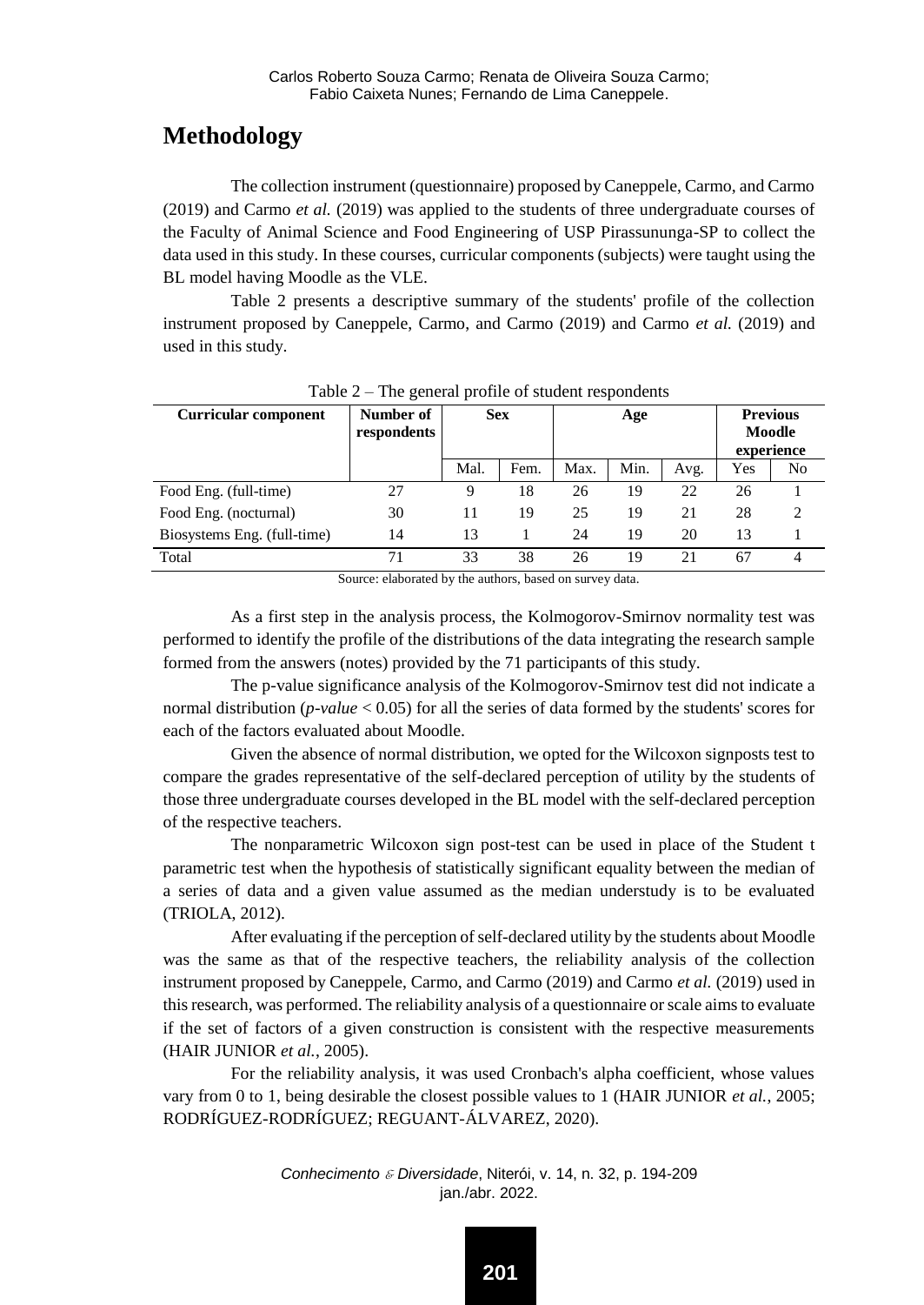# Methodology

The collection instrument (questionnaire) proposed by Caneppele, Carmo, and Carmo (2019) and Carmo *et al.* (2019) was applied to the students of three undergraduate courses of the Faculty of Animal Science and Food Engineering of USP Pirassununga-SP to collect the data used in this study. In these courses, curricular components (subjects) were taught using the BL model having Moodle as the VLE.

Table 2 presents a descriptive summary of the students' profile of the collection instrument proposed by Caneppele, Carmo, and Carmo (2019) and Carmo *et al.* (2019) and used in this study.

Table 2 – The general profile of student respondents

| Curricular component | Number of respondents | Sex | | Age | | | Previous Moodle experience | |
|---|---|---|---|---|---|---|---|---|
| | | Mal. | Fem. | Max. | Min. | Avg. | Yes | No |
| Food Eng. (full-time) | 27 | 9 | 18 | 26 | 19 | 22 | 26 | 1 |
| Food Eng. (nocturnal) | 30 | 11 | 19 | 25 | 19 | 21 | 28 | 2 |
| Biosystems Eng. (full-time) | 14 | 13 | 1 | 24 | 19 | 20 | 13 | 1 |
| Total | 71 | 33 | 38 | 26 | 19 | 21 | 67 | 4 |

Source: elaborated by the authors, based on survey data.

As a first step in the analysis process, the Kolmogorov-Smirnov normality test was performed to identify the profile of the distributions of the data integrating the research sample formed from the answers (notes) provided by the 71 participants of this study.

The p-value significance analysis of the Kolmogorov-Smirnov test did not indicate a normal distribution (*p-value* < 0.05) for all the series of data formed by the students' scores for each of the factors evaluated about Moodle.

Given the absence of normal distribution, we opted for the Wilcoxon signposts test to compare the grades representative of the self-declared perception of utility by the students of those three undergraduate courses developed in the BL model with the self-declared perception of the respective teachers.

The nonparametric Wilcoxon sign post-test can be used in place of the Student t parametric test when the hypothesis of statistically significant equality between the median of a series of data and a given value assumed as the median understudy is to be evaluated (TRIOLA, 2012).

After evaluating if the perception of self-declared utility by the students about Moodle was the same as that of the respective teachers, the reliability analysis of the collection instrument proposed by Caneppele, Carmo, and Carmo (2019) and Carmo *et al.* (2019) used in this research, was performed. The reliability analysis of a questionnaire or scale aims to evaluate if the set of factors of a given construction is consistent with the respective measurements (HAIR JUNIOR *et al.*, 2005).

For the reliability analysis, it was used Cronbach's alpha coefficient, whose values vary from 0 to 1, being desirable the closest possible values to 1 (HAIR JUNIOR *et al.*, 2005; RODRÍGUEZ-RODRÍGUEZ; REGUANT-ÁLVAREZ, 2020).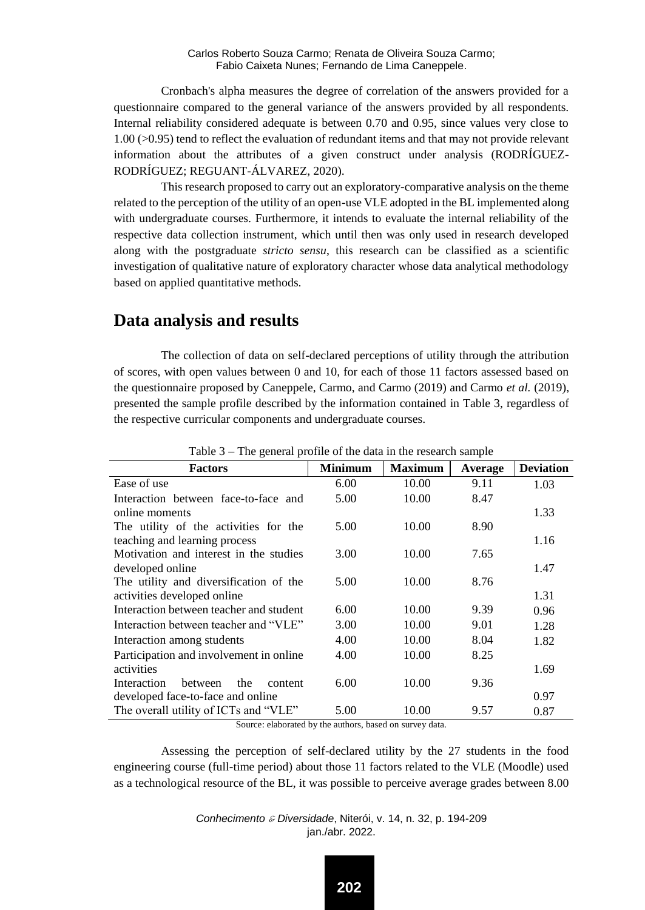Cronbach's alpha measures the degree of correlation of the answers provided for a questionnaire compared to the general variance of the answers provided by all respondents. Internal reliability considered adequate is between 0.70 and 0.95, since values very close to 1.00 (>0.95) tend to reflect the evaluation of redundant items and that may not provide relevant information about the attributes of a given construct under analysis (RODRÍGUEZ-RODRÍGUEZ; REGUANT-ÁLVAREZ, 2020).

This research proposed to carry out an exploratory-comparative analysis on the theme related to the perception of the utility of an open-use VLE adopted in the BL implemented along with undergraduate courses. Furthermore, it intends to evaluate the internal reliability of the respective data collection instrument, which until then was only used in research developed along with the postgraduate *stricto sensu*, this research can be classified as a scientific investigation of qualitative nature of exploratory character whose data analytical methodology based on applied quantitative methods.

## Data analysis and results

The collection of data on self-declared perceptions of utility through the attribution of scores, with open values between 0 and 10, for each of those 11 factors assessed based on the questionnaire proposed by Caneppele, Carmo, and Carmo (2019) and Carmo *et al.* (2019), presented the sample profile described by the information contained in Table 3, regardless of the respective curricular components and undergraduate courses.

Table 3 – The general profile of the data in the research sample

| Factors | Minimum | Maximum | Average | Deviation |
|---|---|---|---|---|
| Ease of use | 6.00 | 10.00 | 9.11 | 1.03 |
| Interaction between face-to-face and online moments | 5.00 | 10.00 | 8.47 | 1.33 |
| The utility of the activities for the teaching and learning process | 5.00 | 10.00 | 8.90 | 1.16 |
| Motivation and interest in the studies developed online | 3.00 | 10.00 | 7.65 | 1.47 |
| The utility and diversification of the activities developed online | 5.00 | 10.00 | 8.76 | 1.31 |
| Interaction between teacher and student | 6.00 | 10.00 | 9.39 | 0.96 |
| Interaction between teacher and "VLE" | 3.00 | 10.00 | 9.01 | 1.28 |
| Interaction among students | 4.00 | 10.00 | 8.04 | 1.82 |
| Participation and involvement in online activities | 4.00 | 10.00 | 8.25 | 1.69 |
| Interaction between the content developed face-to-face and online | 6.00 | 10.00 | 9.36 | 0.97 |
| The overall utility of ICTs and "VLE" | 5.00 | 10.00 | 9.57 | 0.87 |

Source: elaborated by the authors, based on survey data.

Assessing the perception of self-declared utility by the 27 students in the food engineering course (full-time period) about those 11 factors related to the VLE (Moodle) used as a technological resource of the BL, it was possible to perceive average grades between 8.00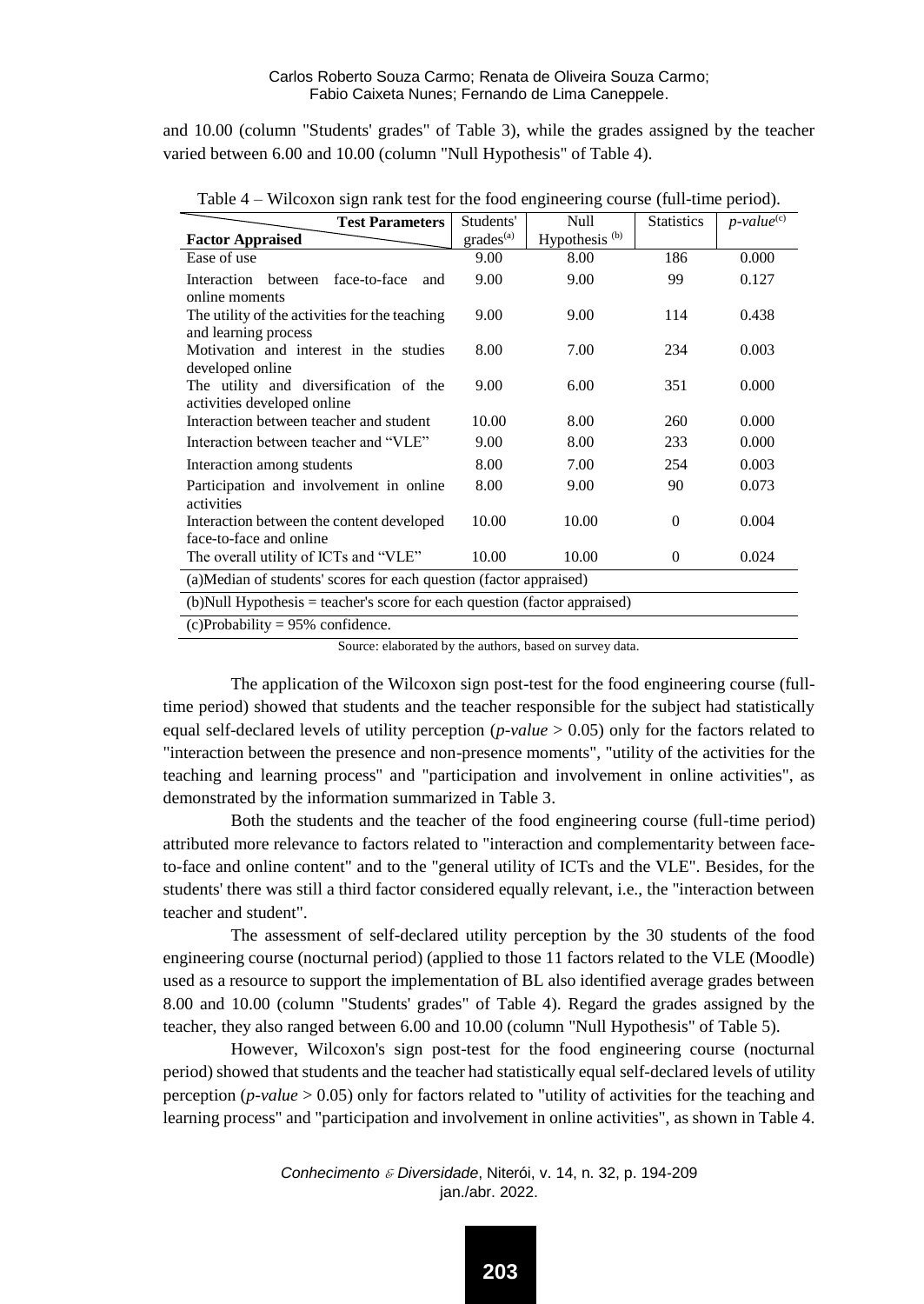and 10.00 (column "Students' grades" of Table 3), while the grades assigned by the teacher varied between 6.00 and 10.00 (column "Null Hypothesis" of Table 4).

Table 4 – Wilcoxon sign rank test for the food engineering course (full-time period).

| Factor Appraised \ Test Parameters | Students' grades[(a)] | Null Hypothesis [(b)] | Statistics | *p-value*[(c)] |
|---|---|---|---|---|
| Ease of use | 9.00 | 8.00 | 186 | 0.000 |
| Interaction between face-to-face and online moments | 9.00 | 9.00 | 99 | 0.127 |
| The utility of the activities for the teaching and learning process | 9.00 | 9.00 | 114 | 0.438 |
| Motivation and interest in the studies developed online | 8.00 | 7.00 | 234 | 0.003 |
| The utility and diversification of the activities developed online | 9.00 | 6.00 | 351 | 0.000 |
| Interaction between teacher and student | 10.00 | 8.00 | 260 | 0.000 |
| Interaction between teacher and "VLE" | 9.00 | 8.00 | 233 | 0.000 |
| Interaction among students | 8.00 | 7.00 | 254 | 0.003 |
| Participation and involvement in online activities | 8.00 | 9.00 | 90 | 0.073 |
| Interaction between the content developed face-to-face and online | 10.00 | 10.00 | 0 | 0.004 |
| The overall utility of ICTs and "VLE" | 10.00 | 10.00 | 0 | 0.024 |

(a)Median of students' scores for each question (factor appraised)

(b)Null Hypothesis = teacher's score for each question (factor appraised)

(c)Probability = 95% confidence.

Source: elaborated by the authors, based on survey data.

The application of the Wilcoxon sign post-test for the food engineering course (full-time period) showed that students and the teacher responsible for the subject had statistically equal self-declared levels of utility perception (*p-value* > 0.05) only for the factors related to "interaction between the presence and non-presence moments", "utility of the activities for the teaching and learning process" and "participation and involvement in online activities", as demonstrated by the information summarized in Table 3.

Both the students and the teacher of the food engineering course (full-time period) attributed more relevance to factors related to "interaction and complementarity between face-to-face and online content" and to the "general utility of ICTs and the VLE". Besides, for the students' there was still a third factor considered equally relevant, i.e., the "interaction between teacher and student".

The assessment of self-declared utility perception by the 30 students of the food engineering course (nocturnal period) (applied to those 11 factors related to the VLE (Moodle) used as a resource to support the implementation of BL also identified average grades between 8.00 and 10.00 (column "Students' grades" of Table 4). Regard the grades assigned by the teacher, they also ranged between 6.00 and 10.00 (column "Null Hypothesis" of Table 5).

However, Wilcoxon's sign post-test for the food engineering course (nocturnal period) showed that students and the teacher had statistically equal self-declared levels of utility perception (*p-value* > 0.05) only for factors related to "utility of activities for the teaching and learning process" and "participation and involvement in online activities", as shown in Table 4.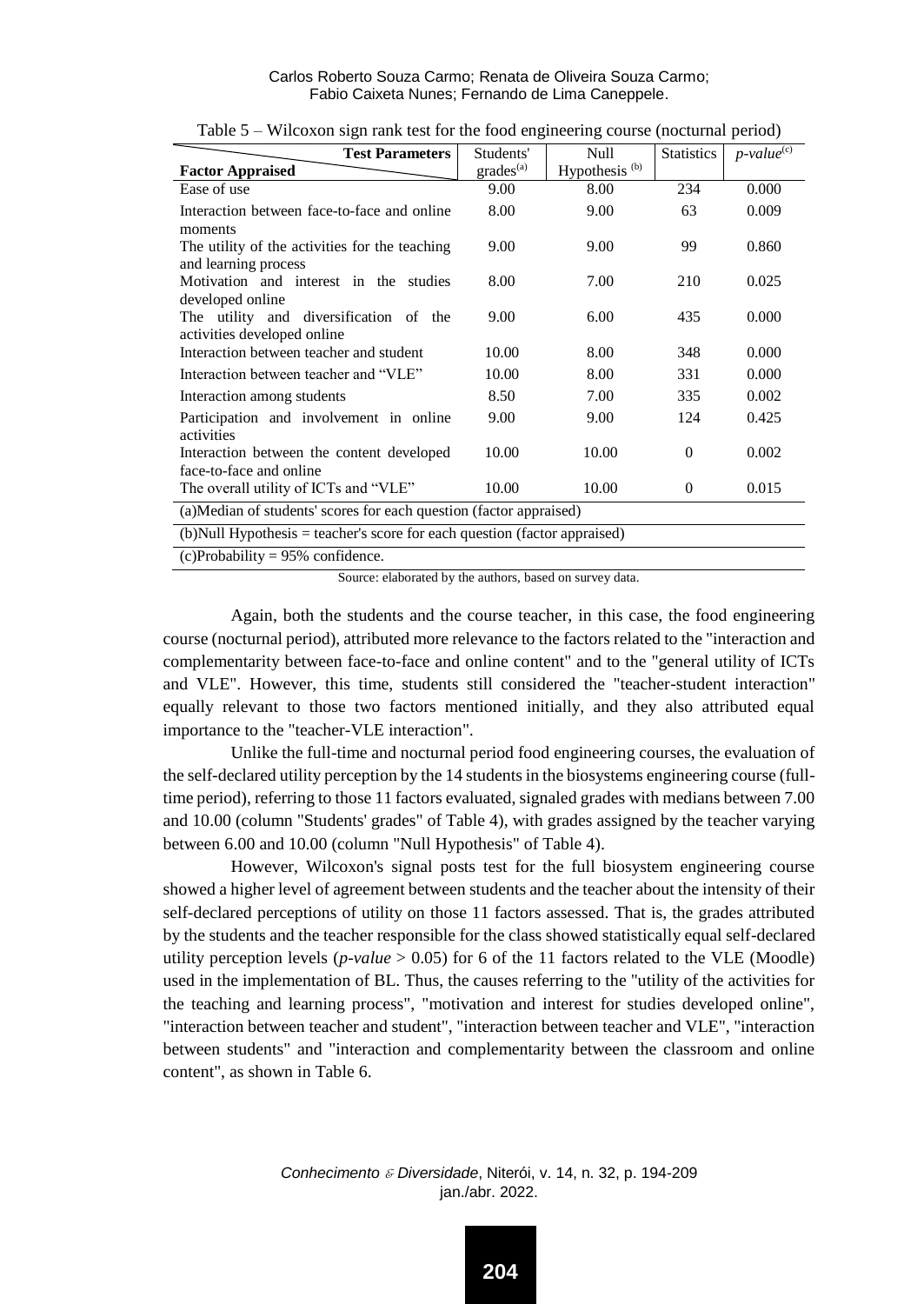Table 5 – Wilcoxon sign rank test for the food engineering course (nocturnal period)

| Factor Appraised / Test Parameters | Students' grades[(a)] | Null Hypothesis [(b)] | Statistics | *p-value*[(c)] |
|---|---|---|---|---|
| Ease of use | 9.00 | 8.00 | 234 | 0.000 |
| Interaction between face-to-face and online moments | 8.00 | 9.00 | 63 | 0.009 |
| The utility of the activities for the teaching and learning process | 9.00 | 9.00 | 99 | 0.860 |
| Motivation and interest in the studies developed online | 8.00 | 7.00 | 210 | 0.025 |
| The utility and diversification of the activities developed online | 9.00 | 6.00 | 435 | 0.000 |
| Interaction between teacher and student | 10.00 | 8.00 | 348 | 0.000 |
| Interaction between teacher and "VLE" | 10.00 | 8.00 | 331 | 0.000 |
| Interaction among students | 8.50 | 7.00 | 335 | 0.002 |
| Participation and involvement in online activities | 9.00 | 9.00 | 124 | 0.425 |
| Interaction between the content developed face-to-face and online | 10.00 | 10.00 | 0 | 0.002 |
| The overall utility of ICTs and "VLE" | 10.00 | 10.00 | 0 | 0.015 |

(a)Median of students' scores for each question (factor appraised)

(b)Null Hypothesis = teacher's score for each question (factor appraised)

(c)Probability = 95% confidence.

Source: elaborated by the authors, based on survey data.

Again, both the students and the course teacher, in this case, the food engineering course (nocturnal period), attributed more relevance to the factors related to the "interaction and complementarity between face-to-face and online content" and to the "general utility of ICTs and VLE". However, this time, students still considered the "teacher-student interaction" equally relevant to those two factors mentioned initially, and they also attributed equal importance to the "teacher-VLE interaction".

Unlike the full-time and nocturnal period food engineering courses, the evaluation of the self-declared utility perception by the 14 students in the biosystems engineering course (full-time period), referring to those 11 factors evaluated, signaled grades with medians between 7.00 and 10.00 (column "Students' grades" of Table 4), with grades assigned by the teacher varying between 6.00 and 10.00 (column "Null Hypothesis" of Table 4).

However, Wilcoxon's signal posts test for the full biosystem engineering course showed a higher level of agreement between students and the teacher about the intensity of their self-declared perceptions of utility on those 11 factors assessed. That is, the grades attributed by the students and the teacher responsible for the class showed statistically equal self-declared utility perception levels (*p-value* > 0.05) for 6 of the 11 factors related to the VLE (Moodle) used in the implementation of BL. Thus, the causes referring to the "utility of the activities for the teaching and learning process", "motivation and interest for studies developed online", "interaction between teacher and student", "interaction between teacher and VLE", "interaction between students" and "interaction and complementarity between the classroom and online content", as shown in Table 6.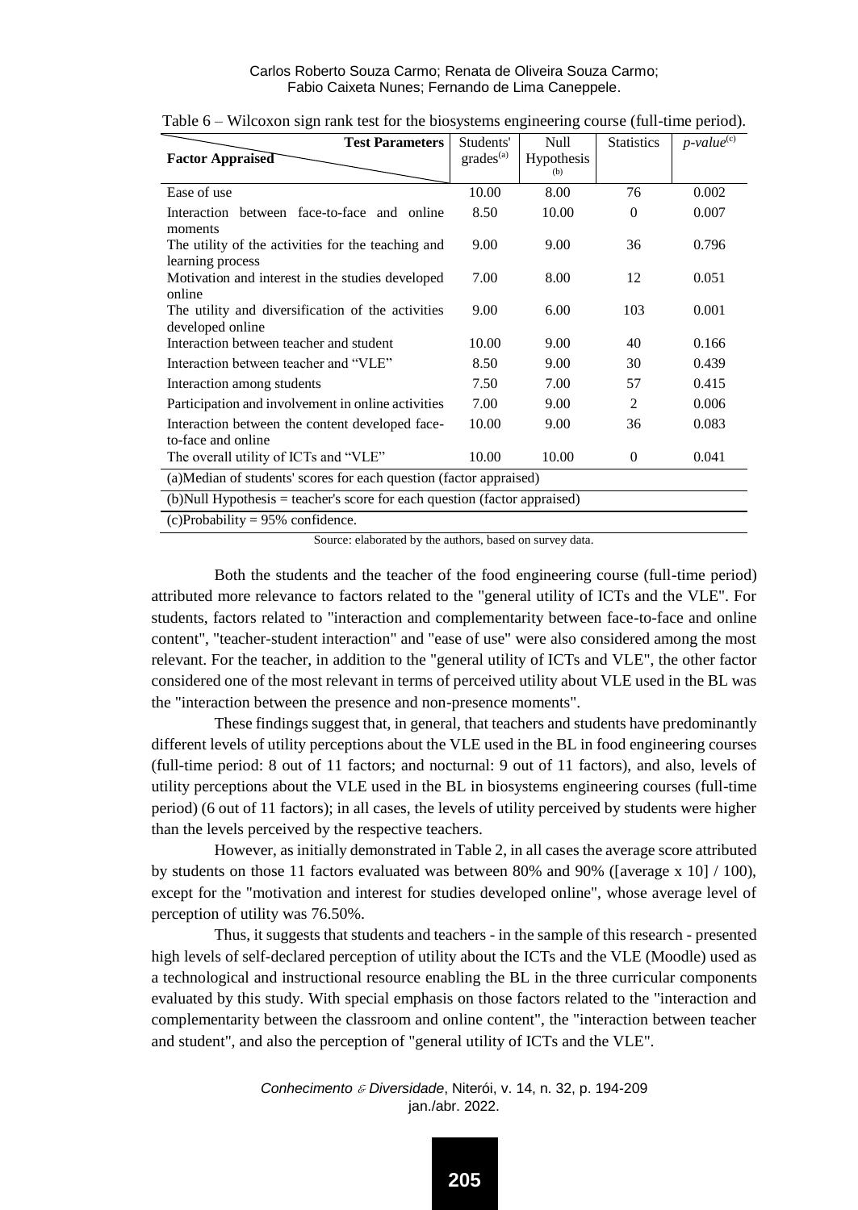Table 6 – Wilcoxon sign rank test for the biosystems engineering course (full-time period).

| Factor Appraised / Test Parameters | Students' grades(a) | Null Hypothesis (b) | Statistics | *p-value*(c) |
|---|---|---|---|---|
| Ease of use | 10.00 | 8.00 | 76 | 0.002 |
| Interaction between face-to-face and online moments | 8.50 | 10.00 | 0 | 0.007 |
| The utility of the activities for the teaching and learning process | 9.00 | 9.00 | 36 | 0.796 |
| Motivation and interest in the studies developed online | 7.00 | 8.00 | 12 | 0.051 |
| The utility and diversification of the activities developed online | 9.00 | 6.00 | 103 | 0.001 |
| Interaction between teacher and student | 10.00 | 9.00 | 40 | 0.166 |
| Interaction between teacher and "VLE" | 8.50 | 9.00 | 30 | 0.439 |
| Interaction among students | 7.50 | 7.00 | 57 | 0.415 |
| Participation and involvement in online activities | 7.00 | 9.00 | 2 | 0.006 |
| Interaction between the content developed face-to-face and online | 10.00 | 9.00 | 36 | 0.083 |
| The overall utility of ICTs and "VLE" | 10.00 | 10.00 | 0 | 0.041 |

(a)Median of students' scores for each question (factor appraised)

(b)Null Hypothesis = teacher's score for each question (factor appraised)

(c)Probability = 95% confidence.

Source: elaborated by the authors, based on survey data.

Both the students and the teacher of the food engineering course (full-time period) attributed more relevance to factors related to the "general utility of ICTs and the VLE". For students, factors related to "interaction and complementarity between face-to-face and online content", "teacher-student interaction" and "ease of use" were also considered among the most relevant. For the teacher, in addition to the "general utility of ICTs and VLE", the other factor considered one of the most relevant in terms of perceived utility about VLE used in the BL was the "interaction between the presence and non-presence moments".

These findings suggest that, in general, that teachers and students have predominantly different levels of utility perceptions about the VLE used in the BL in food engineering courses (full-time period: 8 out of 11 factors; and nocturnal: 9 out of 11 factors), and also, levels of utility perceptions about the VLE used in the BL in biosystems engineering courses (full-time period) (6 out of 11 factors); in all cases, the levels of utility perceived by students were higher than the levels perceived by the respective teachers.

However, as initially demonstrated in Table 2, in all cases the average score attributed by students on those 11 factors evaluated was between 80% and 90% ([average x 10] / 100), except for the "motivation and interest for studies developed online", whose average level of perception of utility was 76.50%.

Thus, it suggests that students and teachers - in the sample of this research - presented high levels of self-declared perception of utility about the ICTs and the VLE (Moodle) used as a technological and instructional resource enabling the BL in the three curricular components evaluated by this study. With special emphasis on those factors related to the "interaction and complementarity between the classroom and online content", the "interaction between teacher and student", and also the perception of "general utility of ICTs and the VLE".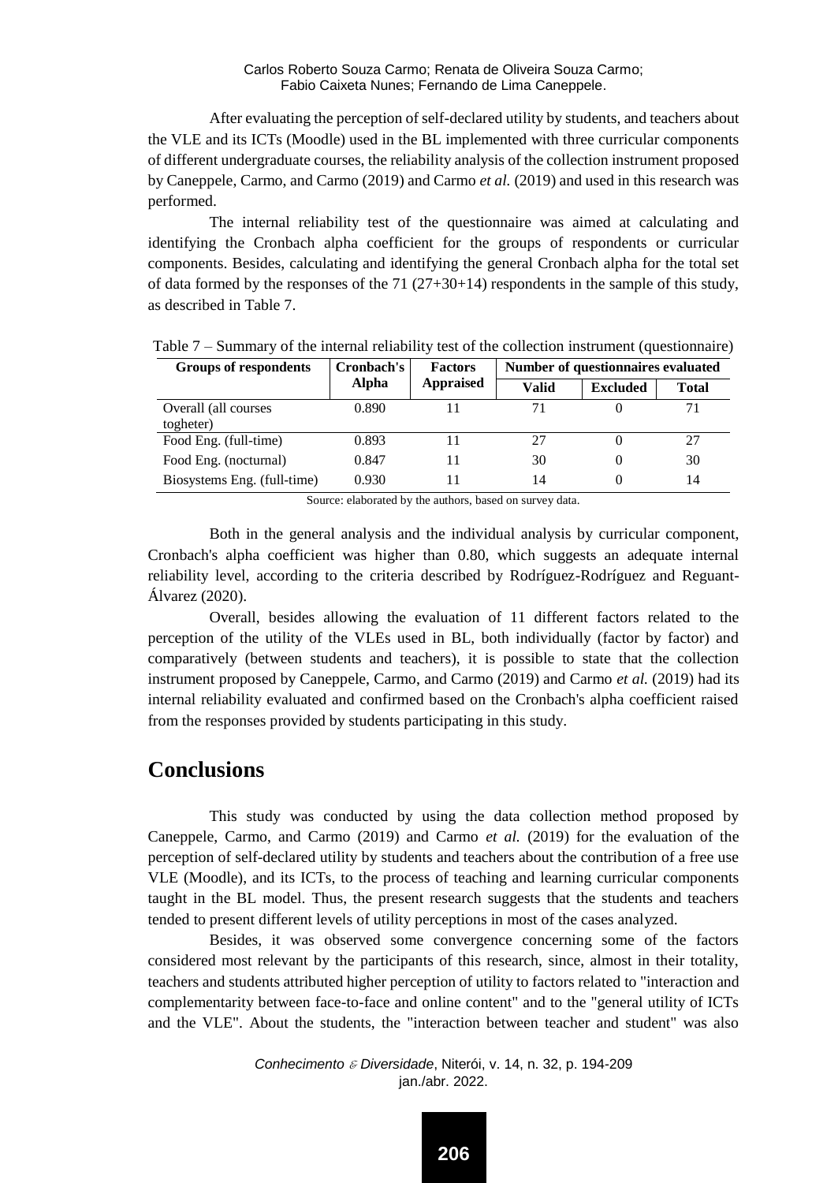After evaluating the perception of self-declared utility by students, and teachers about the VLE and its ICTs (Moodle) used in the BL implemented with three curricular components of different undergraduate courses, the reliability analysis of the collection instrument proposed by Caneppele, Carmo, and Carmo (2019) and Carmo *et al.* (2019) and used in this research was performed.

The internal reliability test of the questionnaire was aimed at calculating and identifying the Cronbach alpha coefficient for the groups of respondents or curricular components. Besides, calculating and identifying the general Cronbach alpha for the total set of data formed by the responses of the 71 (27+30+14) respondents in the sample of this study, as described in Table 7.

Table 7 – Summary of the internal reliability test of the collection instrument (questionnaire)

| Groups of respondents | Cronbach's Alpha | Factors Appraised | Number of questionnaires evaluated | | |
|---|---|---|---|---|---|
| | | | Valid | Excluded | Total |
| Overall (all courses togheter) | 0.890 | 11 | 71 | 0 | 71 |
| Food Eng. (full-time) | 0.893 | 11 | 27 | 0 | 27 |
| Food Eng. (nocturnal) | 0.847 | 11 | 30 | 0 | 30 |
| Biosystems Eng. (full-time) | 0.930 | 11 | 14 | 0 | 14 |

Source: elaborated by the authors, based on survey data.

Both in the general analysis and the individual analysis by curricular component, Cronbach's alpha coefficient was higher than 0.80, which suggests an adequate internal reliability level, according to the criteria described by Rodríguez-Rodríguez and Reguant-Álvarez (2020).

Overall, besides allowing the evaluation of 11 different factors related to the perception of the utility of the VLEs used in BL, both individually (factor by factor) and comparatively (between students and teachers), it is possible to state that the collection instrument proposed by Caneppele, Carmo, and Carmo (2019) and Carmo *et al.* (2019) had its internal reliability evaluated and confirmed based on the Cronbach's alpha coefficient raised from the responses provided by students participating in this study.

# Conclusions

This study was conducted by using the data collection method proposed by Caneppele, Carmo, and Carmo (2019) and Carmo *et al.* (2019) for the evaluation of the perception of self-declared utility by students and teachers about the contribution of a free use VLE (Moodle), and its ICTs, to the process of teaching and learning curricular components taught in the BL model. Thus, the present research suggests that the students and teachers tended to present different levels of utility perceptions in most of the cases analyzed.

Besides, it was observed some convergence concerning some of the factors considered most relevant by the participants of this research, since, almost in their totality, teachers and students attributed higher perception of utility to factors related to "interaction and complementarity between face-to-face and online content" and to the "general utility of ICTs and the VLE". About the students, the "interaction between teacher and student" was also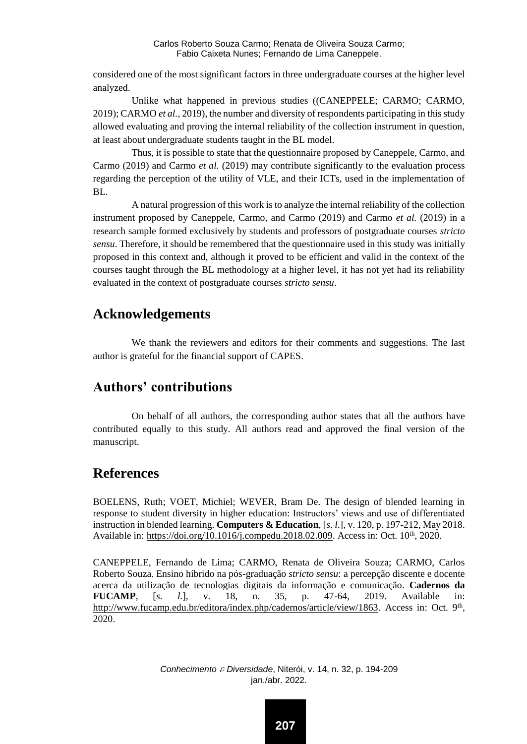considered one of the most significant factors in three undergraduate courses at the higher level analyzed.

Unlike what happened in previous studies ((CANEPPELE; CARMO; CARMO, 2019); CARMO *et al.*, 2019), the number and diversity of respondents participating in this study allowed evaluating and proving the internal reliability of the collection instrument in question, at least about undergraduate students taught in the BL model.

Thus, it is possible to state that the questionnaire proposed by Caneppele, Carmo, and Carmo (2019) and Carmo *et al.* (2019) may contribute significantly to the evaluation process regarding the perception of the utility of VLE, and their ICTs, used in the implementation of BL.

A natural progression of this work is to analyze the internal reliability of the collection instrument proposed by Caneppele, Carmo, and Carmo (2019) and Carmo *et al.* (2019) in a research sample formed exclusively by students and professors of postgraduate courses *stricto sensu*. Therefore, it should be remembered that the questionnaire used in this study was initially proposed in this context and, although it proved to be efficient and valid in the context of the courses taught through the BL methodology at a higher level, it has not yet had its reliability evaluated in the context of postgraduate courses *stricto sensu*.

## Acknowledgements

We thank the reviewers and editors for their comments and suggestions. The last author is grateful for the financial support of CAPES.

## Authors' contributions

On behalf of all authors, the corresponding author states that all the authors have contributed equally to this study. All authors read and approved the final version of the manuscript.

## References

BOELENS, Ruth; VOET, Michiel; WEVER, Bram De. The design of blended learning in response to student diversity in higher education: Instructors' views and use of differentiated instruction in blended learning. **Computers & Education**, [*s. l.*], v. 120, p. 197-212, May 2018. Available in: https://doi.org/10.1016/j.compedu.2018.02.009. Access in: Oct. 10th, 2020.

CANEPPELE, Fernando de Lima; CARMO, Renata de Oliveira Souza; CARMO, Carlos Roberto Souza. Ensino híbrido na pós-graduação *stricto sensu*: a percepção discente e docente acerca da utilização de tecnologias digitais da informação e comunicação. **Cadernos da FUCAMP**, [*s. l.*], v. 18, n. 35, p. 47-64, 2019. Available in: http://www.fucamp.edu.br/editora/index.php/cadernos/article/view/1863. Access in: Oct. 9th, 2020.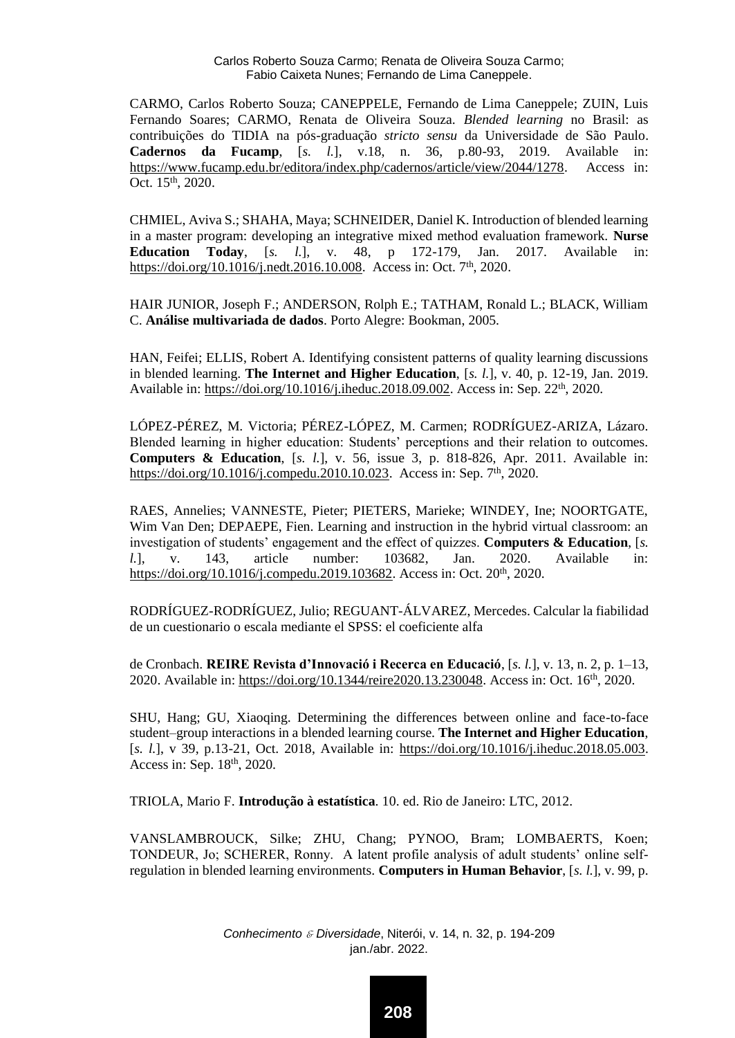CARMO, Carlos Roberto Souza; CANEPPELE, Fernando de Lima Caneppele; ZUIN, Luis Fernando Soares; CARMO, Renata de Oliveira Souza. *Blended learning* no Brasil: as contribuições do TIDIA na pós-graduação *stricto sensu* da Universidade de São Paulo. **Cadernos da Fucamp**, [*s. l.*], v.18, n. 36, p.80-93, 2019. Available in: https://www.fucamp.edu.br/editora/index.php/cadernos/article/view/2044/1278. Access in: Oct. 15th, 2020.

CHMIEL, Aviva S.; SHAHA, Maya; SCHNEIDER, Daniel K. Introduction of blended learning in a master program: developing an integrative mixed method evaluation framework. **Nurse Education Today**, [*s. l.*], v. 48, p 172-179, Jan. 2017. Available in: https://doi.org/10.1016/j.nedt.2016.10.008. Access in: Oct. 7th, 2020.

HAIR JUNIOR, Joseph F.; ANDERSON, Rolph E.; TATHAM, Ronald L.; BLACK, William C. **Análise multivariada de dados**. Porto Alegre: Bookman, 2005.

HAN, Feifei; ELLIS, Robert A. Identifying consistent patterns of quality learning discussions in blended learning. **The Internet and Higher Education**, [*s. l.*], v. 40, p. 12-19, Jan. 2019. Available in: https://doi.org/10.1016/j.iheduc.2018.09.002. Access in: Sep. 22th, 2020.

LÓPEZ-PÉREZ, M. Victoria; PÉREZ-LÓPEZ, M. Carmen; RODRÍGUEZ-ARIZA, Lázaro. Blended learning in higher education: Students' perceptions and their relation to outcomes. **Computers & Education**, [*s. l.*], v. 56, issue 3, p. 818-826, Apr. 2011. Available in: https://doi.org/10.1016/j.compedu.2010.10.023. Access in: Sep. 7th, 2020.

RAES, Annelies; VANNESTE, Pieter; PIETERS, Marieke; WINDEY, Ine; NOORTGATE, Wim Van Den; DEPAEPE, Fien. Learning and instruction in the hybrid virtual classroom: an investigation of students' engagement and the effect of quizzes. **Computers & Education**, [*s. l.*], v. 143, article number: 103682, Jan. 2020. Available in: https://doi.org/10.1016/j.compedu.2019.103682. Access in: Oct. 20th, 2020.

RODRÍGUEZ-RODRÍGUEZ, Julio; REGUANT-ÁLVAREZ, Mercedes. Calcular la fiabilidad de un cuestionario o escala mediante el SPSS: el coeficiente alfa de Cronbach. **REIRE Revista d'Innovació i Recerca en Educació**, [*s. l.*], v. 13, n. 2, p. 1–13, 2020. Available in: https://doi.org/10.1344/reire2020.13.230048. Access in: Oct. 16th, 2020.

SHU, Hang; GU, Xiaoqing. Determining the differences between online and face-to-face student–group interactions in a blended learning course. **The Internet and Higher Education**, [*s. l.*], v 39, p.13-21, Oct. 2018, Available in: https://doi.org/10.1016/j.iheduc.2018.05.003. Access in: Sep. 18th, 2020.

TRIOLA, Mario F. **Introdução à estatística**. 10. ed. Rio de Janeiro: LTC, 2012.

VANSLAMBROUCK, Silke; ZHU, Chang; PYNOO, Bram; LOMBAERTS, Koen; TONDEUR, Jo; SCHERER, Ronny. A latent profile analysis of adult students' online self-regulation in blended learning environments. **Computers in Human Behavior**, [*s. l.*], v. 99, p.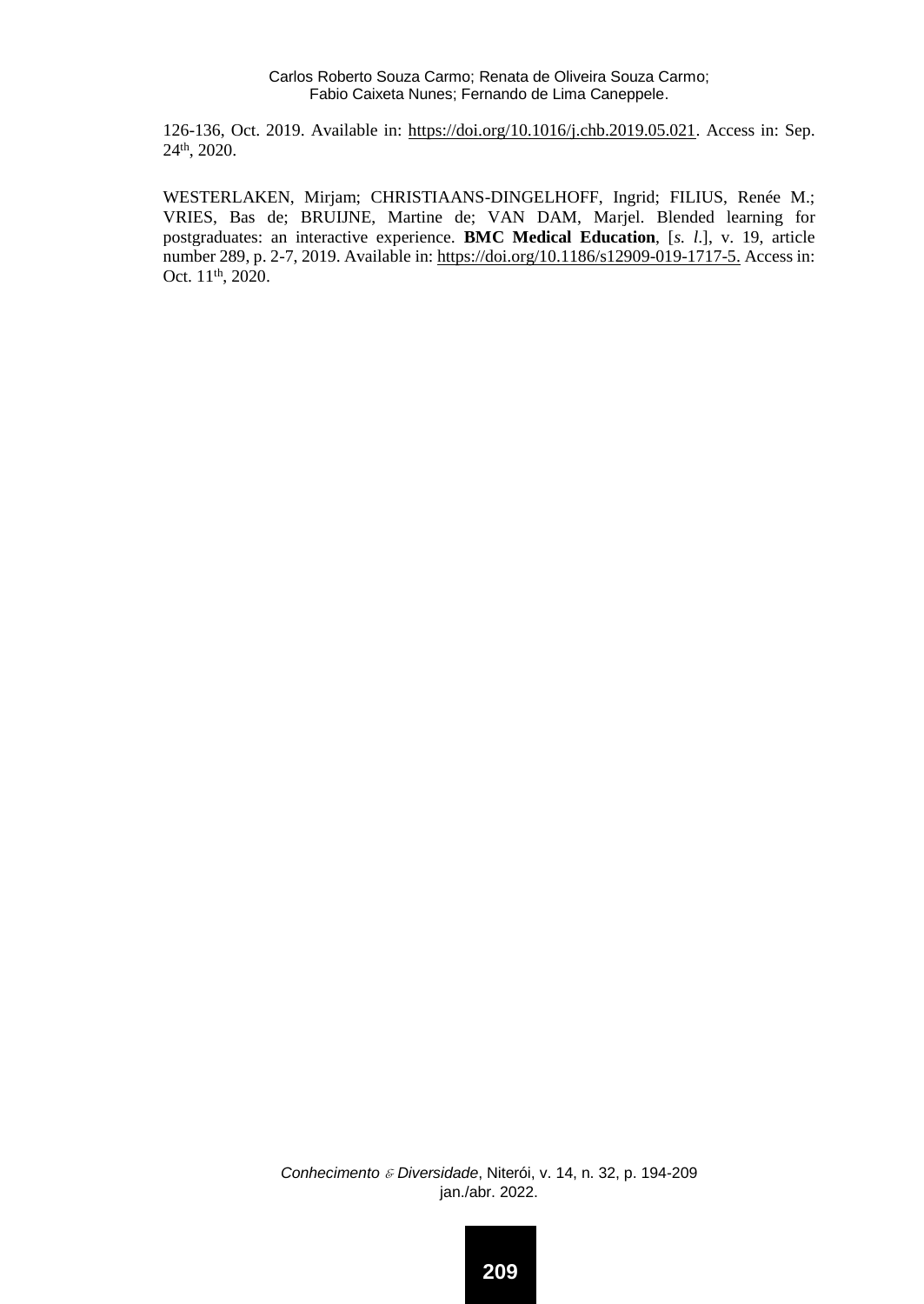126-136, Oct. 2019. Available in: https://doi.org/10.1016/j.chb.2019.05.021. Access in: Sep. 24th, 2020.

WESTERLAKEN, Mirjam; CHRISTIAANS-DINGELHOFF, Ingrid; FILIUS, Renée M.; VRIES, Bas de; BRUIJNE, Martine de; VAN DAM, Marjel. Blended learning for postgraduates: an interactive experience. **BMC Medical Education**, [*s. l.*], v. 19, article number 289, p. 2-7, 2019. Available in: https://doi.org/10.1186/s12909-019-1717-5. Access in: Oct. 11th, 2020.